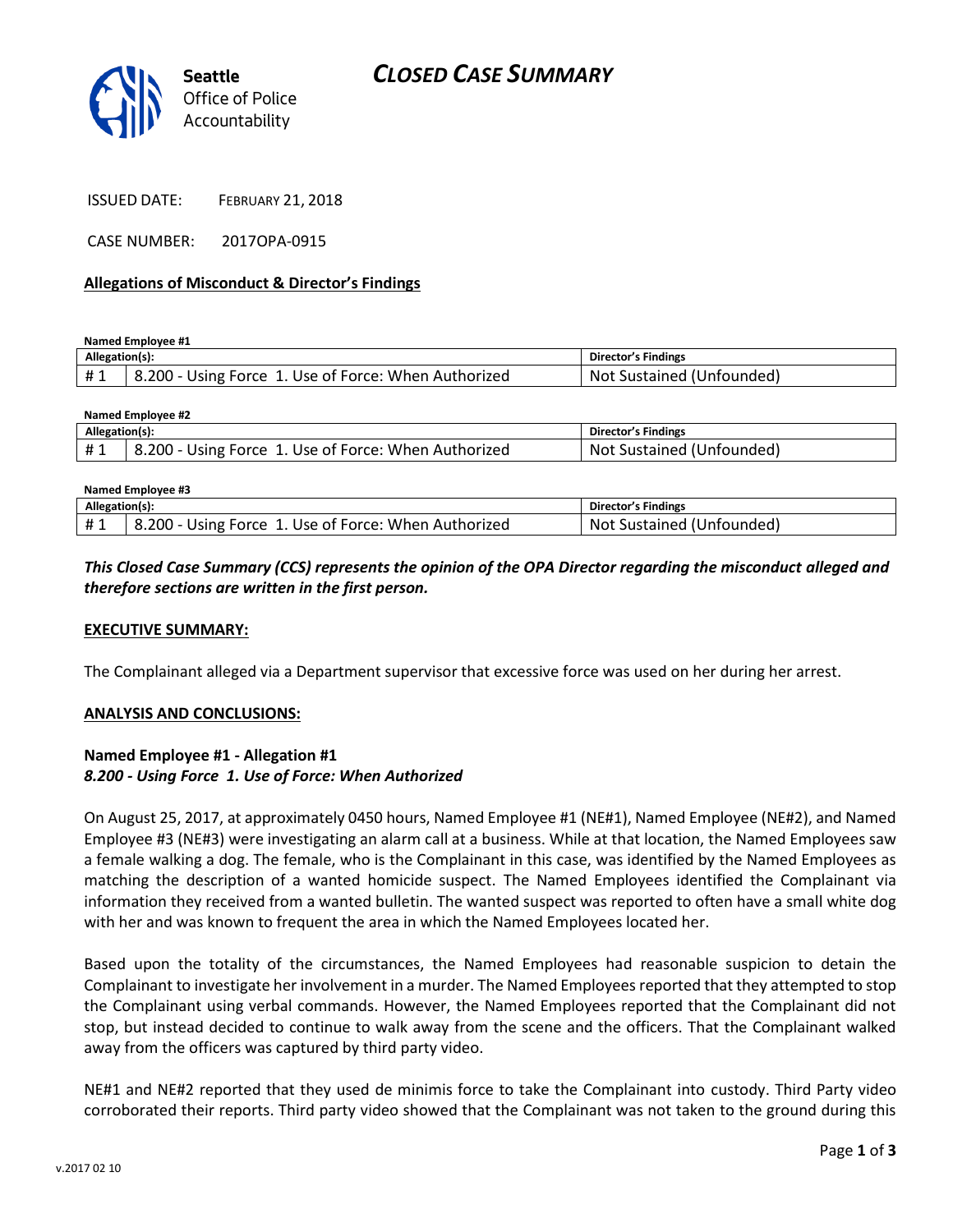# CLOSED CASE SUMMARY

Seattle Office of Police Accountability

ISSUED DATE: FEBRUARY 21, 2018

CASE NUMBER: 2017OPA-0915

**Allegations of Misconduct & Director's Findings**

**Named Employee #1**

| Allegation(s): | | Director's Findings |
|---|---|---|
| # 1 | 8.200 - Using Force 1. Use of Force: When Authorized | Not Sustained (Unfounded) |

**Named Employee #2**

| Allegation(s): | | Director's Findings |
|---|---|---|
| # 1 | 8.200 - Using Force 1. Use of Force: When Authorized | Not Sustained (Unfounded) |

**Named Employee #3**

| Allegation(s): | | Director's Findings |
|---|---|---|
| # 1 | 8.200 - Using Force 1. Use of Force: When Authorized | Not Sustained (Unfounded) |

***This Closed Case Summary (CCS) represents the opinion of the OPA Director regarding the misconduct alleged and therefore sections are written in the first person.***

**EXECUTIVE SUMMARY:**

The Complainant alleged via a Department supervisor that excessive force was used on her during her arrest.

**ANALYSIS AND CONCLUSIONS:**

**Named Employee #1 - Allegation #1**
***8.200 - Using Force 1. Use of Force: When Authorized***

On August 25, 2017, at approximately 0450 hours, Named Employee #1 (NE#1), Named Employee (NE#2), and Named Employee #3 (NE#3) were investigating an alarm call at a business. While at that location, the Named Employees saw a female walking a dog. The female, who is the Complainant in this case, was identified by the Named Employees as matching the description of a wanted homicide suspect. The Named Employees identified the Complainant via information they received from a wanted bulletin. The wanted suspect was reported to often have a small white dog with her and was known to frequent the area in which the Named Employees located her.

Based upon the totality of the circumstances, the Named Employees had reasonable suspicion to detain the Complainant to investigate her involvement in a murder. The Named Employees reported that they attempted to stop the Complainant using verbal commands. However, the Named Employees reported that the Complainant did not stop, but instead decided to continue to walk away from the scene and the officers. That the Complainant walked away from the officers was captured by third party video.

NE#1 and NE#2 reported that they used de minimis force to take the Complainant into custody. Third Party video corroborated their reports. Third party video showed that the Complainant was not taken to the ground during this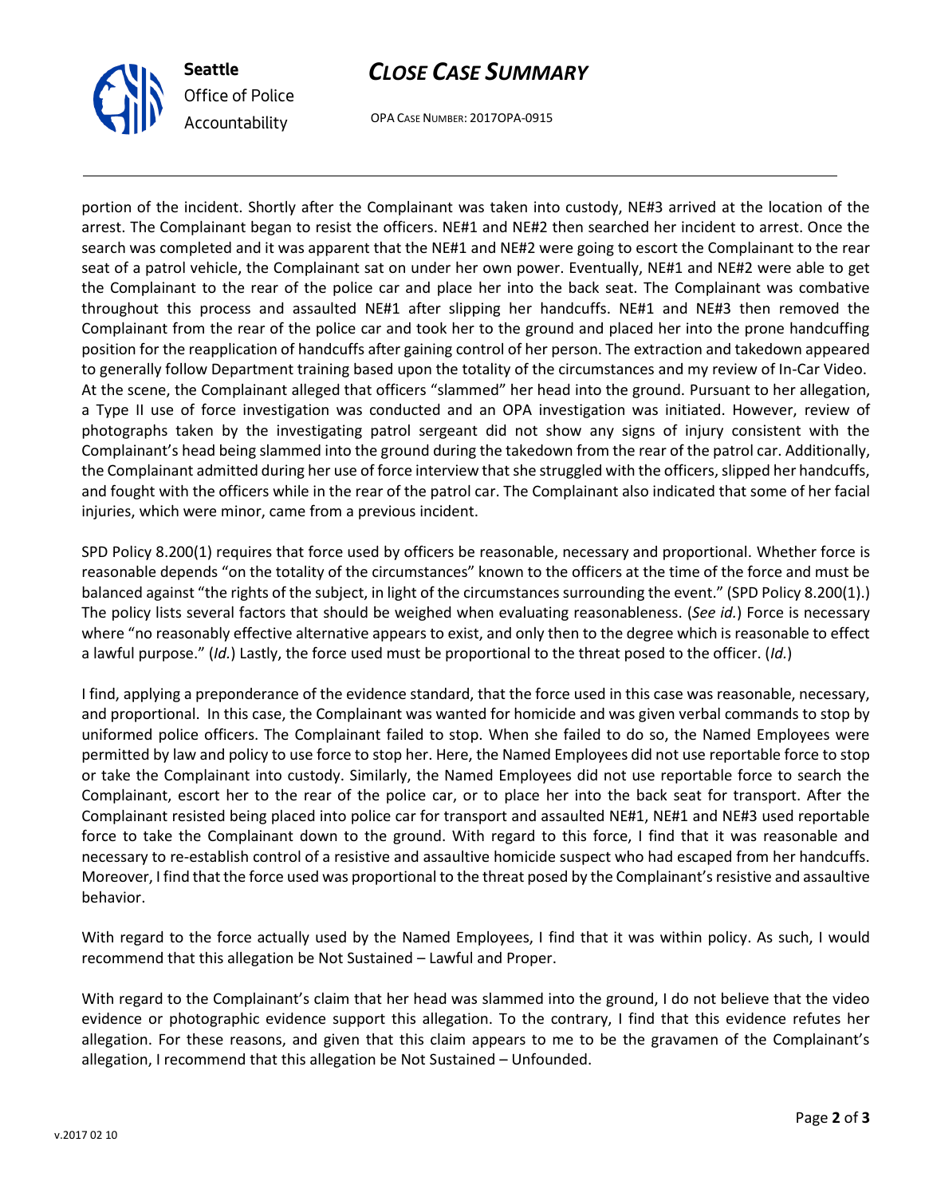portion of the incident. Shortly after the Complainant was taken into custody, NE#3 arrived at the location of the arrest. The Complainant began to resist the officers. NE#1 and NE#2 then searched her incident to arrest. Once the search was completed and it was apparent that the NE#1 and NE#2 were going to escort the Complainant to the rear seat of a patrol vehicle, the Complainant sat on under her own power. Eventually, NE#1 and NE#2 were able to get the Complainant to the rear of the police car and place her into the back seat. The Complainant was combative throughout this process and assaulted NE#1 after slipping her handcuffs. NE#1 and NE#3 then removed the Complainant from the rear of the police car and took her to the ground and placed her into the prone handcuffing position for the reapplication of handcuffs after gaining control of her person. The extraction and takedown appeared to generally follow Department training based upon the totality of the circumstances and my review of In-Car Video. At the scene, the Complainant alleged that officers "slammed" her head into the ground. Pursuant to her allegation, a Type II use of force investigation was conducted and an OPA investigation was initiated. However, review of photographs taken by the investigating patrol sergeant did not show any signs of injury consistent with the Complainant's head being slammed into the ground during the takedown from the rear of the patrol car. Additionally, the Complainant admitted during her use of force interview that she struggled with the officers, slipped her handcuffs, and fought with the officers while in the rear of the patrol car. The Complainant also indicated that some of her facial injuries, which were minor, came from a previous incident.

SPD Policy 8.200(1) requires that force used by officers be reasonable, necessary and proportional. Whether force is reasonable depends "on the totality of the circumstances" known to the officers at the time of the force and must be balanced against "the rights of the subject, in light of the circumstances surrounding the event." (SPD Policy 8.200(1).) The policy lists several factors that should be weighed when evaluating reasonableness. (*See id.*) Force is necessary where "no reasonably effective alternative appears to exist, and only then to the degree which is reasonable to effect a lawful purpose." (*Id.*) Lastly, the force used must be proportional to the threat posed to the officer. (*Id.*)

I find, applying a preponderance of the evidence standard, that the force used in this case was reasonable, necessary, and proportional. In this case, the Complainant was wanted for homicide and was given verbal commands to stop by uniformed police officers. The Complainant failed to stop. When she failed to do so, the Named Employees were permitted by law and policy to use force to stop her. Here, the Named Employees did not use reportable force to stop or take the Complainant into custody. Similarly, the Named Employees did not use reportable force to search the Complainant, escort her to the rear of the police car, or to place her into the back seat for transport. After the Complainant resisted being placed into police car for transport and assaulted NE#1, NE#1 and NE#3 used reportable force to take the Complainant down to the ground. With regard to this force, I find that it was reasonable and necessary to re-establish control of a resistive and assaultive homicide suspect who had escaped from her handcuffs. Moreover, I find that the force used was proportional to the threat posed by the Complainant's resistive and assaultive behavior.

With regard to the force actually used by the Named Employees, I find that it was within policy. As such, I would recommend that this allegation be Not Sustained – Lawful and Proper.

With regard to the Complainant's claim that her head was slammed into the ground, I do not believe that the video evidence or photographic evidence support this allegation. To the contrary, I find that this evidence refutes her allegation. For these reasons, and given that this claim appears to me to be the gravamen of the Complainant's allegation, I recommend that this allegation be Not Sustained – Unfounded.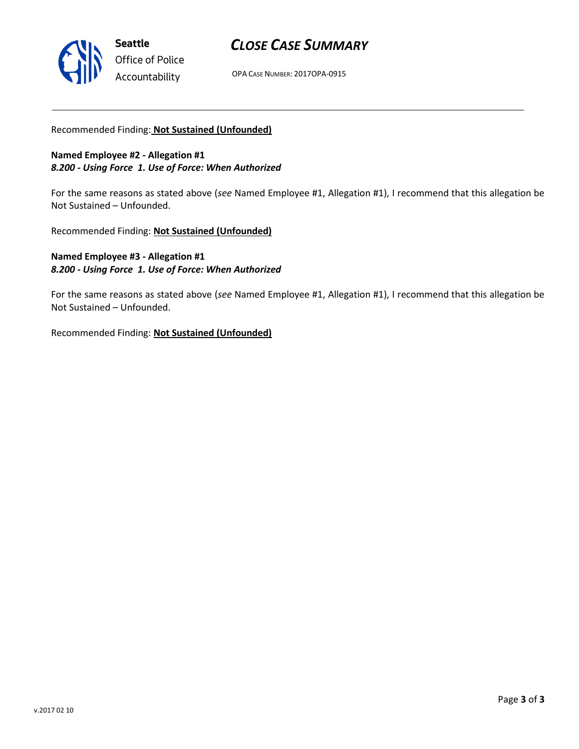Recommended Finding: **Not Sustained (Unfounded)**

**Named Employee #2 - Allegation #1**
***8.200 - Using Force 1. Use of Force: When Authorized***

For the same reasons as stated above (*see* Named Employee #1, Allegation #1), I recommend that this allegation be Not Sustained – Unfounded.

Recommended Finding: **Not Sustained (Unfounded)**

**Named Employee #3 - Allegation #1**
***8.200 - Using Force 1. Use of Force: When Authorized***

For the same reasons as stated above (*see* Named Employee #1, Allegation #1), I recommend that this allegation be Not Sustained – Unfounded.

Recommended Finding: **Not Sustained (Unfounded)**